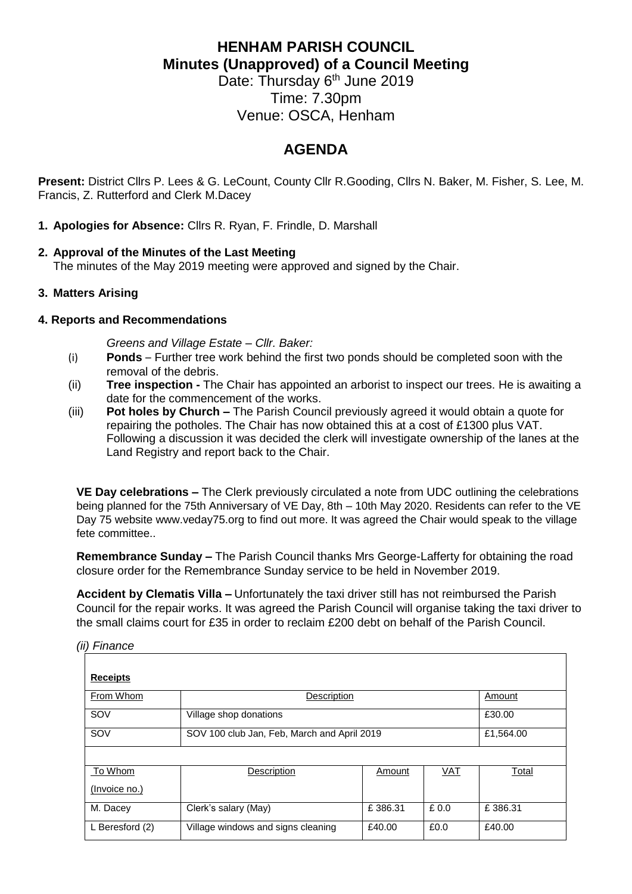# HENHAM PARISH COUNCIL
## Minutes (Unapproved) of a Council Meeting

Date: Thursday 6th June 2019
Time: 7.30pm
Venue: OSCA, Henham

## AGENDA

**Present:** District Cllrs P. Lees & G. LeCount, County Cllr R.Gooding, Cllrs N. Baker, M. Fisher, S. Lee, M. Francis, Z. Rutterford and Clerk M.Dacey

1. **Apologies for Absence:** Cllrs R. Ryan, F. Frindle, D. Marshall

2. **Approval of the Minutes of the Last Meeting**
   The minutes of the May 2019 meeting were approved and signed by the Chair.

3. **Matters Arising**

**4. Reports and Recommendations**

*Greens and Village Estate – Cllr. Baker:*

(i) **Ponds** – Further tree work behind the first two ponds should be completed soon with the removal of the debris.

(ii) **Tree inspection -** The Chair has appointed an arborist to inspect our trees. He is awaiting a date for the commencement of the works.

(iii) **Pot holes by Church –** The Parish Council previously agreed it would obtain a quote for repairing the potholes. The Chair has now obtained this at a cost of £1300 plus VAT. Following a discussion it was decided the clerk will investigate ownership of the lanes at the Land Registry and report back to the Chair.

**VE Day celebrations –** The Clerk previously circulated a note from UDC outlining the celebrations being planned for the 75th Anniversary of VE Day, 8th – 10th May 2020. Residents can refer to the VE Day 75 website www.veday75.org to find out more. It was agreed the Chair would speak to the village fete committee..

**Remembrance Sunday –** The Parish Council thanks Mrs George-Lafferty for obtaining the road closure order for the Remembrance Sunday service to be held in November 2019.

**Accident by Clematis Villa –** Unfortunately the taxi driver still has not reimbursed the Parish Council for the repair works. It was agreed the Parish Council will organise taking the taxi driver to the small claims court for £35 in order to reclaim £200 debt on behalf of the Parish Council.

*(ii) Finance*

**Receipts**

| From Whom | Description | Amount |
|---|---|---|
| SOV | Village shop donations | £30.00 |
| SOV | SOV 100 club Jan, Feb, March and April 2019 | £1,564.00 |

| To Whom (Invoice no.) | Description | Amount | VAT | Total |
|---|---|---|---|---|
| M. Dacey | Clerk's salary (May) | £ 386.31 | £ 0.0 | £ 386.31 |
| L Beresford (2) | Village windows and signs cleaning | £40.00 | £0.0 | £40.00 |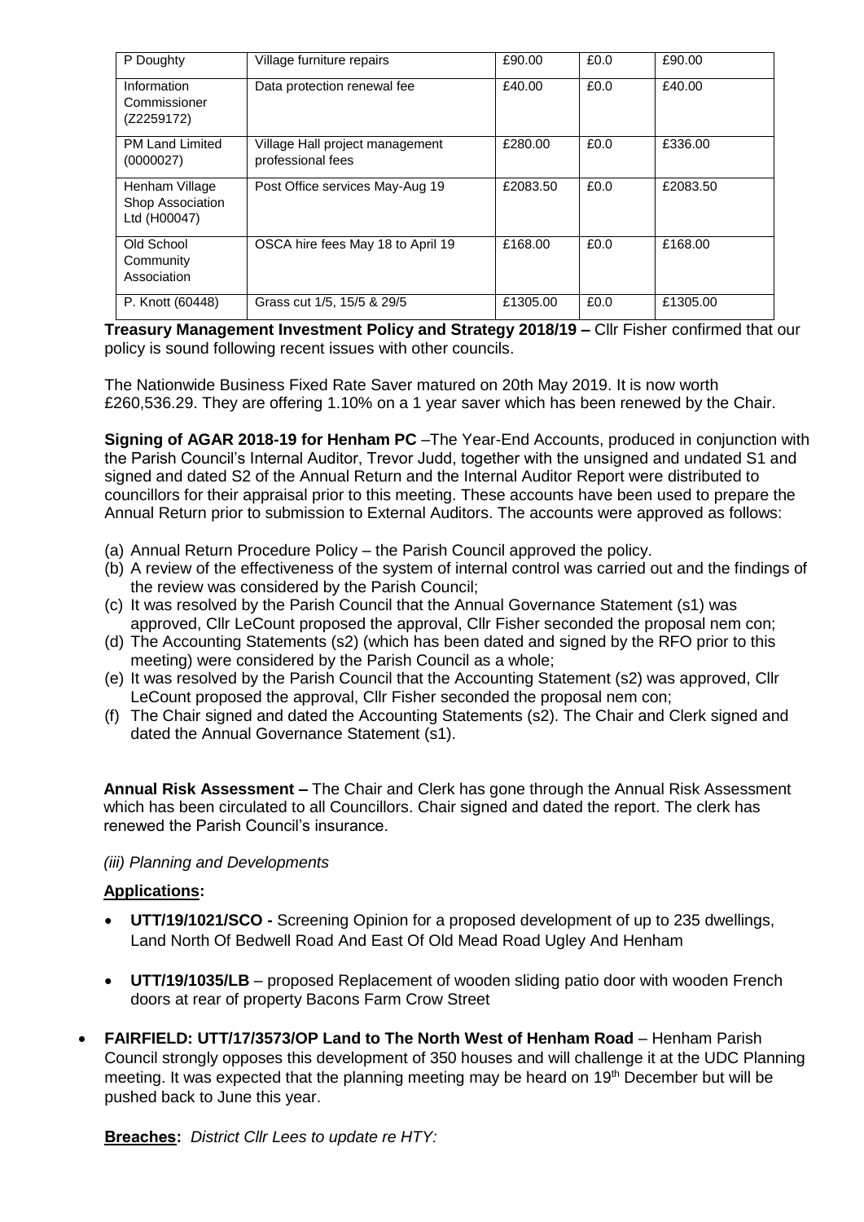| P Doughty | Village furniture repairs | £90.00 | £0.0 | £90.00 |
|---|---|---|---|---|
| Information Commissioner (Z2259172) | Data protection renewal fee | £40.00 | £0.0 | £40.00 |
| PM Land Limited (0000027) | Village Hall project management professional fees | £280.00 | £0.0 | £336.00 |
| Henham Village Shop Association Ltd (H00047) | Post Office services May-Aug 19 | £2083.50 | £0.0 | £2083.50 |
| Old School Community Association | OSCA hire fees May 18 to April 19 | £168.00 | £0.0 | £168.00 |
| P. Knott (60448) | Grass cut 1/5, 15/5 & 29/5 | £1305.00 | £0.0 | £1305.00 |

**Treasury Management Investment Policy and Strategy 2018/19 –** Cllr Fisher confirmed that our policy is sound following recent issues with other councils.

The Nationwide Business Fixed Rate Saver matured on 20th May 2019. It is now worth £260,536.29. They are offering 1.10% on a 1 year saver which has been renewed by the Chair.

**Signing of AGAR 2018-19 for Henham PC** –The Year-End Accounts, produced in conjunction with the Parish Council's Internal Auditor, Trevor Judd, together with the unsigned and undated S1 and signed and dated S2 of the Annual Return and the Internal Auditor Report were distributed to councillors for their appraisal prior to this meeting. These accounts have been used to prepare the Annual Return prior to submission to External Auditors. The accounts were approved as follows:

(a) Annual Return Procedure Policy – the Parish Council approved the policy.
(b) A review of the effectiveness of the system of internal control was carried out and the findings of the review was considered by the Parish Council;
(c) It was resolved by the Parish Council that the Annual Governance Statement (s1) was approved, Cllr LeCount proposed the approval, Cllr Fisher seconded the proposal nem con;
(d) The Accounting Statements (s2) (which has been dated and signed by the RFO prior to this meeting) were considered by the Parish Council as a whole;
(e) It was resolved by the Parish Council that the Accounting Statement (s2) was approved, Cllr LeCount proposed the approval, Cllr Fisher seconded the proposal nem con;
(f) The Chair signed and dated the Accounting Statements (s2). The Chair and Clerk signed and dated the Annual Governance Statement (s1).

**Annual Risk Assessment –** The Chair and Clerk has gone through the Annual Risk Assessment which has been circulated to all Councillors. Chair signed and dated the report. The clerk has renewed the Parish Council's insurance.

*(iii) Planning and Developments*

**Applications:**

- **UTT/19/1021/SCO -** Screening Opinion for a proposed development of up to 235 dwellings, Land North Of Bedwell Road And East Of Old Mead Road Ugley And Henham
- **UTT/19/1035/LB** – proposed Replacement of wooden sliding patio door with wooden French doors at rear of property Bacons Farm Crow Street
- **FAIRFIELD: UTT/17/3573/OP Land to The North West of Henham Road** – Henham Parish Council strongly opposes this development of 350 houses and will challenge it at the UDC Planning meeting. It was expected that the planning meeting may be heard on 19th December but will be pushed back to June this year.

**Breaches:** *District Cllr Lees to update re HTY:*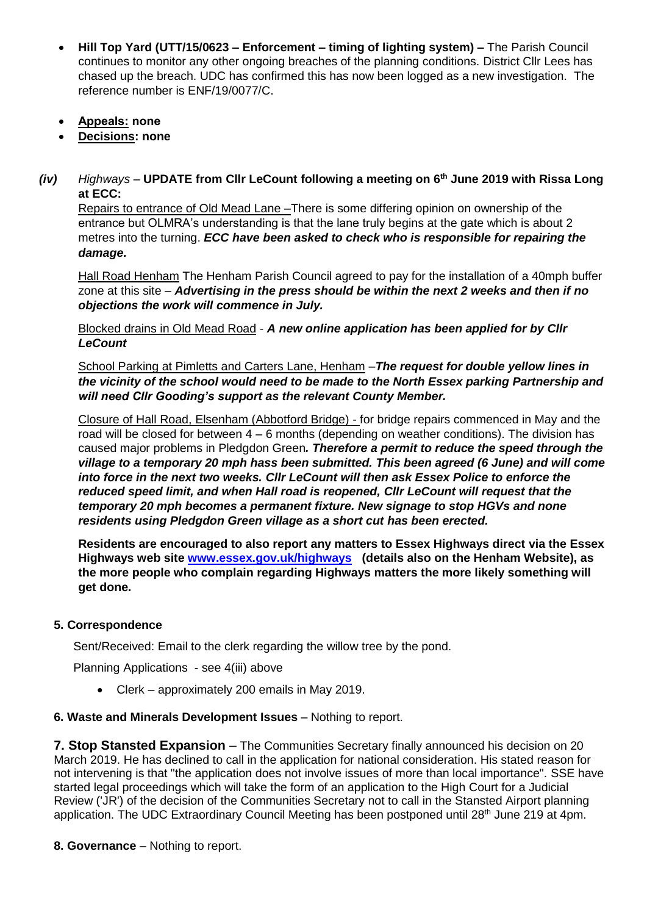- **Hill Top Yard (UTT/15/0623 – Enforcement – timing of lighting system) –** The Parish Council continues to monitor any other ongoing breaches of the planning conditions. District Cllr Lees has chased up the breach. UDC has confirmed this has now been logged as a new investigation. The reference number is ENF/19/0077/C.

- **Appeals: none**
- **Decisions: none**

***(iv)*** *Highways* – **UPDATE from Cllr LeCount following a meeting on 6th June 2019 with Rissa Long at ECC:**

Repairs to entrance of Old Mead Lane –There is some differing opinion on ownership of the entrance but OLMRA's understanding is that the lane truly begins at the gate which is about 2 metres into the turning. ***ECC have been asked to check who is responsible for repairing the damage.***

Hall Road Henham The Henham Parish Council agreed to pay for the installation of a 40mph buffer zone at this site – ***Advertising in the press should be within the next 2 weeks and then if no objections the work will commence in July.***

Blocked drains in Old Mead Road - ***A new online application has been applied for by Cllr LeCount***

School Parking at Pimletts and Carters Lane, Henham –***The request for double yellow lines in the vicinity of the school would need to be made to the North Essex parking Partnership and will need Cllr Gooding's support as the relevant County Member.***

Closure of Hall Road, Elsenham (Abbotford Bridge) - for bridge repairs commenced in May and the road will be closed for between 4 – 6 months (depending on weather conditions). The division has caused major problems in Pledgdon Green***. Therefore a permit to reduce the speed through the village to a temporary 20 mph hass been submitted. This been agreed (6 June) and will come into force in the next two weeks. Cllr LeCount will then ask Essex Police to enforce the reduced speed limit, and when Hall road is reopened, Cllr LeCount will request that the temporary 20 mph becomes a permanent fixture. New signage to stop HGVs and none residents using Pledgdon Green village as a short cut has been erected.***

**Residents are encouraged to also report any matters to Essex Highways direct via the Essex Highways web site [www.essex.gov.uk/highways](www.essex.gov.uk/highways) (details also on the Henham Website), as the more people who complain regarding Highways matters the more likely something will get done.**

**5. Correspondence**

Sent/Received: Email to the clerk regarding the willow tree by the pond.

Planning Applications - see 4(iii) above

- Clerk – approximately 200 emails in May 2019.

**6. Waste and Minerals Development Issues** – Nothing to report.

**7. Stop Stansted Expansion** – The Communities Secretary finally announced his decision on 20 March 2019. He has declined to call in the application for national consideration. His stated reason for not intervening is that "the application does not involve issues of more than local importance". SSE have started legal proceedings which will take the form of an application to the High Court for a Judicial Review ('JR') of the decision of the Communities Secretary not to call in the Stansted Airport planning application. The UDC Extraordinary Council Meeting has been postponed until 28th June 219 at 4pm.

**8. Governance** – Nothing to report.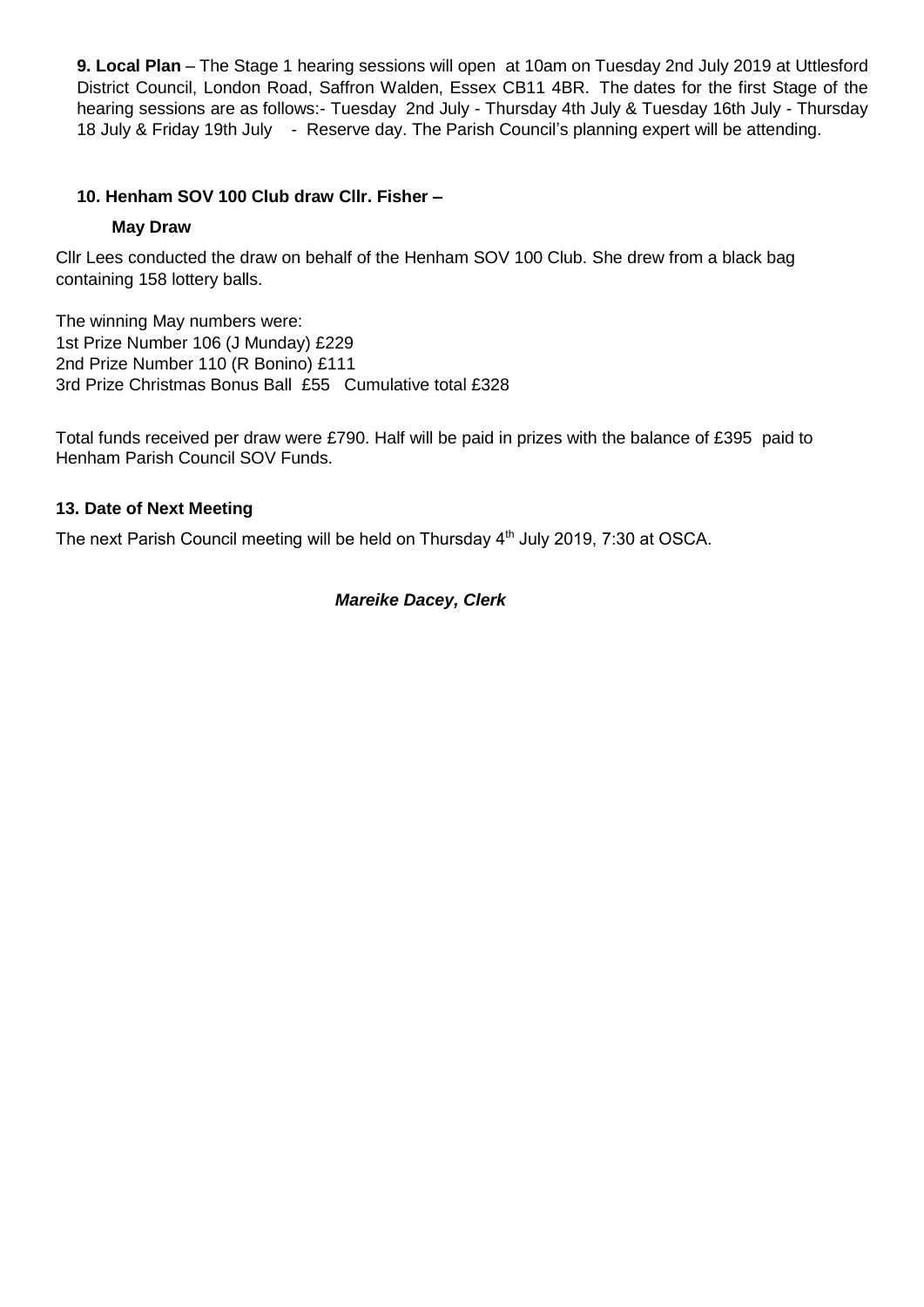**9. Local Plan** – The Stage 1 hearing sessions will open at 10am on Tuesday 2nd July 2019 at Uttlesford District Council, London Road, Saffron Walden, Essex CB11 4BR. The dates for the first Stage of the hearing sessions are as follows:- Tuesday 2nd July - Thursday 4th July & Tuesday 16th July - Thursday 18 July & Friday 19th July - Reserve day. The Parish Council's planning expert will be attending.

**10. Henham SOV 100 Club draw Cllr. Fisher –**

**May Draw**

Cllr Lees conducted the draw on behalf of the Henham SOV 100 Club. She drew from a black bag containing 158 lottery balls.

The winning May numbers were:
1st Prize Number 106 (J Munday) £229
2nd Prize Number 110 (R Bonino) £111
3rd Prize Christmas Bonus Ball £55 Cumulative total £328

Total funds received per draw were £790. Half will be paid in prizes with the balance of £395 paid to Henham Parish Council SOV Funds.

**13. Date of Next Meeting**

The next Parish Council meeting will be held on Thursday 4th July 2019, 7:30 at OSCA.

***Mareike Dacey, Clerk***